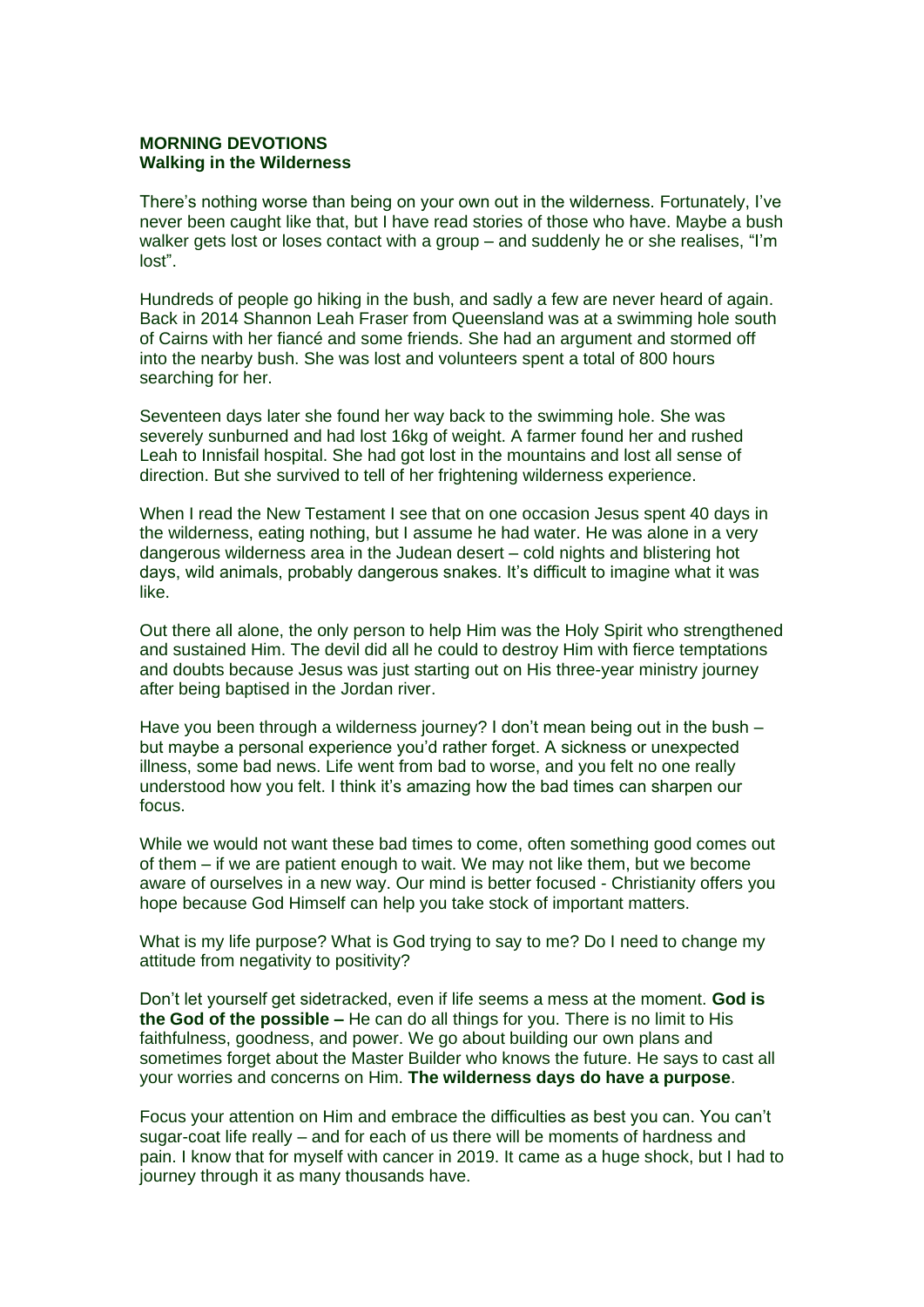**MORNING DEVOTIONS**
**Walking in the Wilderness**

There's nothing worse than being on your own out in the wilderness. Fortunately, I've never been caught like that, but I have read stories of those who have. Maybe a bush walker gets lost or loses contact with a group – and suddenly he or she realises, "I'm lost".

Hundreds of people go hiking in the bush, and sadly a few are never heard of again. Back in 2014 Shannon Leah Fraser from Queensland was at a swimming hole south of Cairns with her fiancé and some friends. She had an argument and stormed off into the nearby bush. She was lost and volunteers spent a total of 800 hours searching for her.

Seventeen days later she found her way back to the swimming hole. She was severely sunburned and had lost 16kg of weight. A farmer found her and rushed Leah to Innisfail hospital. She had got lost in the mountains and lost all sense of direction. But she survived to tell of her frightening wilderness experience.

When I read the New Testament I see that on one occasion Jesus spent 40 days in the wilderness, eating nothing, but I assume he had water. He was alone in a very dangerous wilderness area in the Judean desert – cold nights and blistering hot days, wild animals, probably dangerous snakes. It's difficult to imagine what it was like.

Out there all alone, the only person to help Him was the Holy Spirit who strengthened and sustained Him. The devil did all he could to destroy Him with fierce temptations and doubts because Jesus was just starting out on His three-year ministry journey after being baptised in the Jordan river.

Have you been through a wilderness journey? I don't mean being out in the bush – but maybe a personal experience you'd rather forget. A sickness or unexpected illness, some bad news. Life went from bad to worse, and you felt no one really understood how you felt. I think it's amazing how the bad times can sharpen our focus.

While we would not want these bad times to come, often something good comes out of them – if we are patient enough to wait. We may not like them, but we become aware of ourselves in a new way. Our mind is better focused - Christianity offers you hope because God Himself can help you take stock of important matters.

What is my life purpose? What is God trying to say to me? Do I need to change my attitude from negativity to positivity?

Don't let yourself get sidetracked, even if life seems a mess at the moment. **God is the God of the possible –** He can do all things for you. There is no limit to His faithfulness, goodness, and power. We go about building our own plans and sometimes forget about the Master Builder who knows the future. He says to cast all your worries and concerns on Him. **The wilderness days do have a purpose**.

Focus your attention on Him and embrace the difficulties as best you can. You can't sugar-coat life really – and for each of us there will be moments of hardness and pain. I know that for myself with cancer in 2019. It came as a huge shock, but I had to journey through it as many thousands have.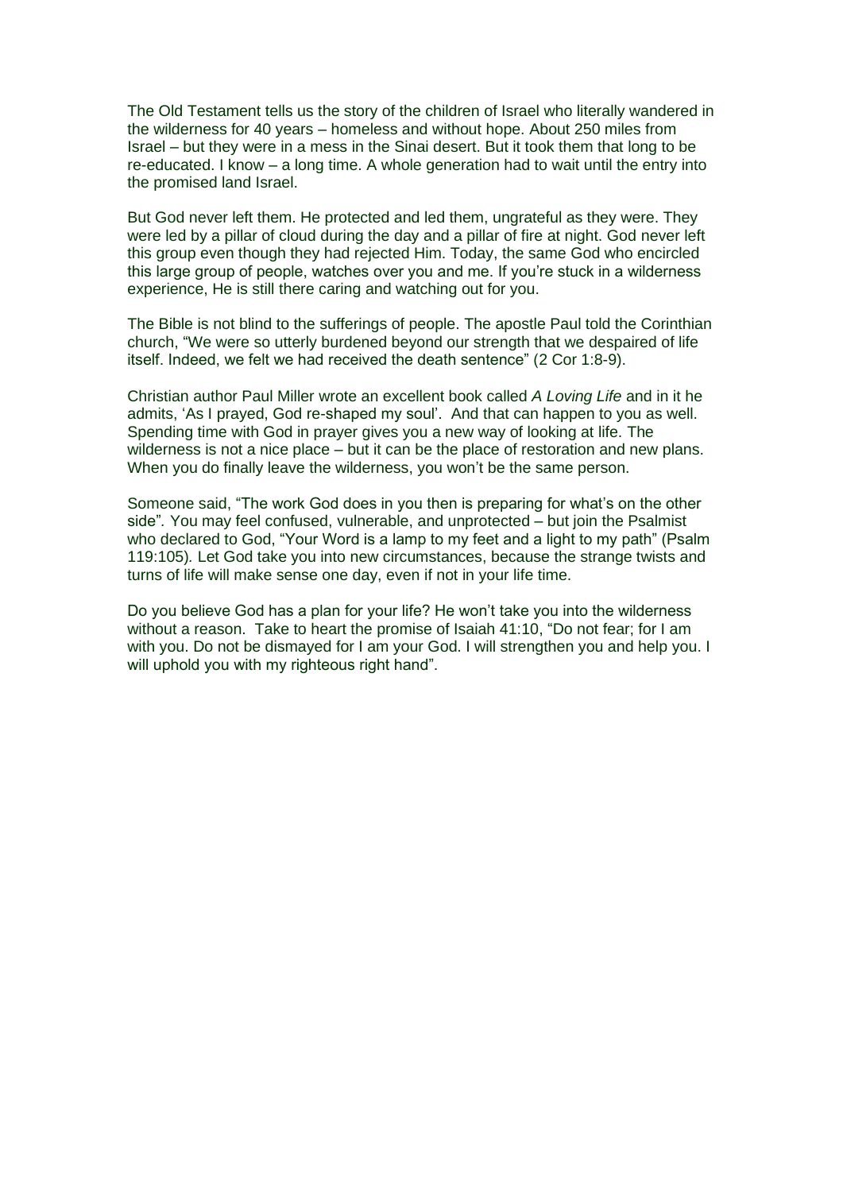The Old Testament tells us the story of the children of Israel who literally wandered in the wilderness for 40 years – homeless and without hope. About 250 miles from Israel – but they were in a mess in the Sinai desert. But it took them that long to be re-educated. I know – a long time. A whole generation had to wait until the entry into the promised land Israel.

But God never left them. He protected and led them, ungrateful as they were. They were led by a pillar of cloud during the day and a pillar of fire at night. God never left this group even though they had rejected Him. Today, the same God who encircled this large group of people, watches over you and me. If you're stuck in a wilderness experience, He is still there caring and watching out for you.

The Bible is not blind to the sufferings of people. The apostle Paul told the Corinthian church, "We were so utterly burdened beyond our strength that we despaired of life itself. Indeed, we felt we had received the death sentence" (2 Cor 1:8-9).

Christian author Paul Miller wrote an excellent book called *A Loving Life* and in it he admits, 'As I prayed, God re-shaped my soul'. And that can happen to you as well. Spending time with God in prayer gives you a new way of looking at life. The wilderness is not a nice place – but it can be the place of restoration and new plans. When you do finally leave the wilderness, you won't be the same person.

Someone said, "The work God does in you then is preparing for what's on the other side". You may feel confused, vulnerable, and unprotected – but join the Psalmist who declared to God, "Your Word is a lamp to my feet and a light to my path" (Psalm 119:105). Let God take you into new circumstances, because the strange twists and turns of life will make sense one day, even if not in your life time.

Do you believe God has a plan for your life? He won't take you into the wilderness without a reason. Take to heart the promise of Isaiah 41:10, "Do not fear; for I am with you. Do not be dismayed for I am your God. I will strengthen you and help you. I will uphold you with my righteous right hand".